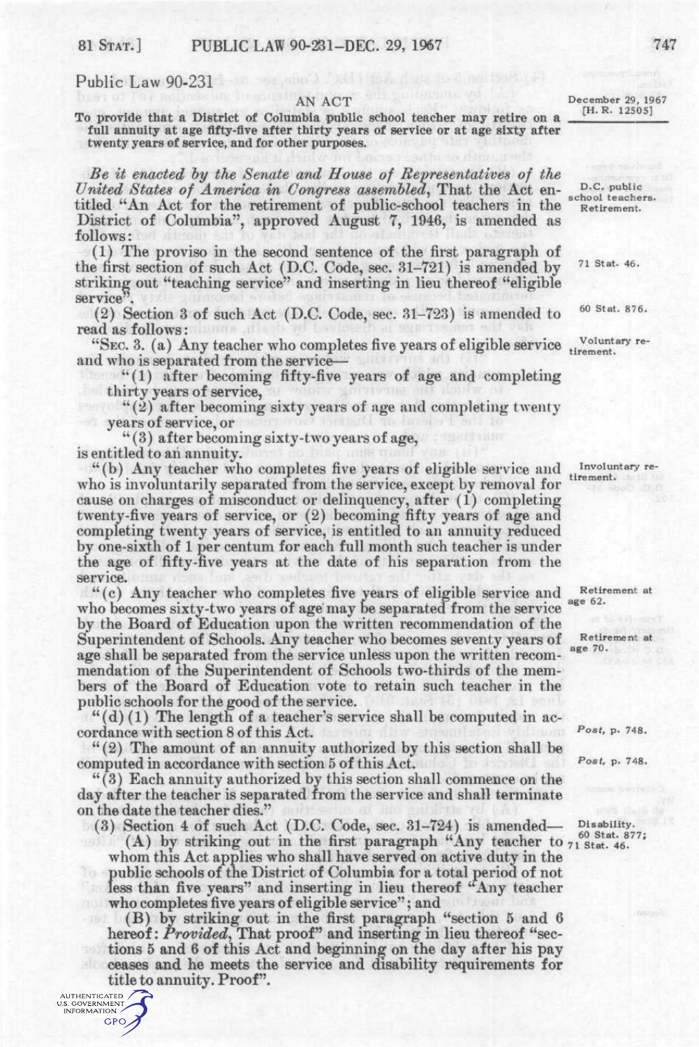Public Law 90-231

December 29, 1967
[H. R. 12505]

AN ACT

**To provide that a District of Columbia public school teacher may retire on a full annuity at age fifty-five after thirty years of service or at age sixty after twenty years of service, and for other purposes.**

*Be it enacted by the Senate and House of Representatives of the United States of America in Congress assembled*, That the Act entitled "An Act for the retirement of public-school teachers in the District of Columbia", approved August 7, 1946, is amended as follows:

D.C. public school teachers. Retirement.

(1) The proviso in the second sentence of the first paragraph of the first section of such Act (D.C. Code, sec. 31-721) is amended by striking out "teaching service" and inserting in lieu thereof "eligible service".

71 Stat. 46.

(2) Section 3 of such Act (D.C. Code, sec. 31-723) is amended to read as follows:

60 Stat. 876.

"SEC. 3. (a) Any teacher who completes five years of eligible service and who is separated from the service—

Voluntary retirement.

"(1) after becoming fifty-five years of age and completing thirty years of service,

"(2) after becoming sixty years of age and completing twenty years of service, or

"(3) after becoming sixty-two years of age,

is entitled to an annuity.

"(b) Any teacher who completes five years of eligible service and who is involuntarily separated from the service, except by removal for cause on charges of misconduct or delinquency, after (1) completing twenty-five years of service, or (2) becoming fifty years of age and completing twenty years of service, is entitled to an annuity reduced by one-sixth of 1 per centum for each full month such teacher is under the age of fifty-five years at the date of his separation from the service.

Involuntary retirement.

"(c) Any teacher who completes five years of eligible service and who becomes sixty-two years of age may be separated from the service by the Board of Education upon the written recommendation of the Superintendent of Schools. Any teacher who becomes seventy years of age shall be separated from the service unless upon the written recommendation of the Superintendent of Schools two-thirds of the members of the Board of Education vote to retain such teacher in the public schools for the good of the service.

Retirement at age 62.

Retirement at age 70.

"(d) (1) The length of a teacher's service shall be computed in accordance with section 8 of this Act.

*Post*, p. 748.

"(2) The amount of an annuity authorized by this section shall be computed in accordance with section 5 of this Act.

*Post*, p. 748.

"(3) Each annuity authorized by this section shall commence on the day after the teacher is separated from the service and shall terminate on the date the teacher dies."

(3) Section 4 of such Act (D.C. Code, sec. 31-724) is amended—

Disability. 60 Stat. 877; 71 Stat. 46.

(A) by striking out in the first paragraph "Any teacher to whom this Act applies who shall have served on active duty in the public schools of the District of Columbia for a total period of not less than five years" and inserting in lieu thereof "Any teacher who completes five years of eligible service"; and

(B) by striking out in the first paragraph "section 5 and 6 hereof: *Provided*, That proof" and inserting in lieu thereof "sections 5 and 6 of this Act and beginning on the day after his pay ceases and he meets the service and disability requirements for title to annuity. Proof".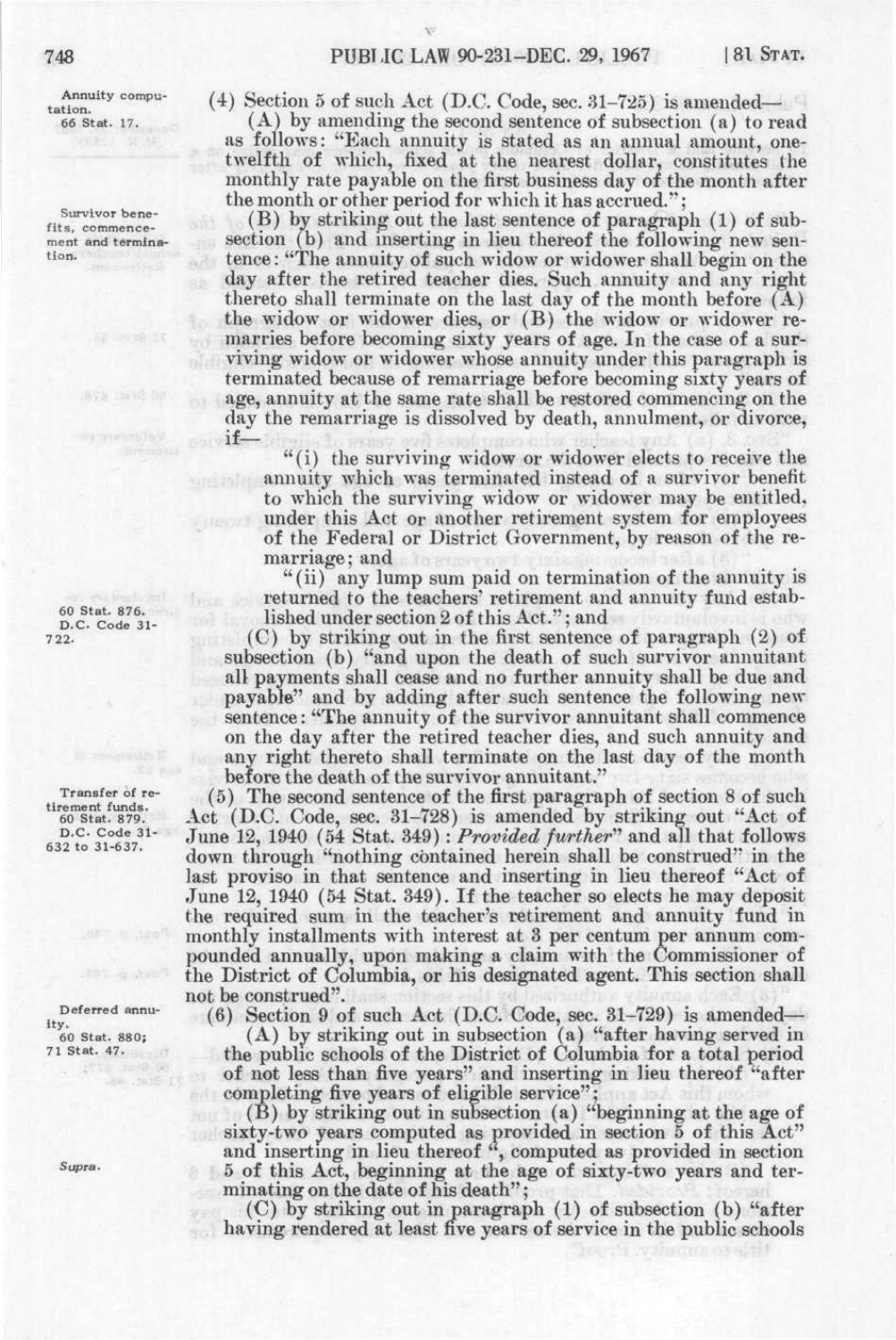Annuity computation.
66 Stat. 17.

(4) Section 5 of such Act (D.C. Code, sec. 31-725) is amended—

(A) by amending the second sentence of subsection (a) to read as follows: "Each annuity is stated as an annual amount, one-twelfth of which, fixed at the nearest dollar, constitutes the monthly rate payable on the first business day of the month after the month or other period for which it has accrued.";

Survivor benefits, commencement and termination.

(B) by striking out the last sentence of paragraph (1) of subsection (b) and inserting in lieu thereof the following new sentence: "The annuity of such widow or widower shall begin on the day after the retired teacher dies. Such annuity and any right thereto shall terminate on the last day of the month before (A) the widow or widower dies, or (B) the widow or widower remarries before becoming sixty years of age. In the case of a surviving widow or widower whose annuity under this paragraph is terminated because of remarriage before becoming sixty years of age, annuity at the same rate shall be restored commencing on the day the remarriage is dissolved by death, annulment, or divorce, if—

"(i) the surviving widow or widower elects to receive the annuity which was terminated instead of a survivor benefit to which the surviving widow or widower may be entitled, under this Act or another retirement system for employees of the Federal or District Government, by reason of the remarriage; and

60 Stat. 876.
D.C. Code 31-722.

"(ii) any lump sum paid on termination of the annuity is returned to the teachers' retirement and annuity fund established under section 2 of this Act."; and

(C) by striking out in the first sentence of paragraph (2) of subsection (b) "and upon the death of such survivor annuitant all payments shall cease and no further annuity shall be due and payable" and by adding after such sentence the following new sentence: "The annuity of the survivor annuitant shall commence on the day after the retired teacher dies, and such annuity and any right thereto shall terminate on the last day of the month before the death of the survivor annuitant."

Transfer of retirement funds.
60 Stat. 879.
D.C. Code 31-632 to 31-637.

(5) The second sentence of the first paragraph of section 8 of such Act (D.C. Code, sec. 31-728) is amended by striking out "Act of June 12, 1940 (54 Stat. 349): *Provided further*" and all that follows down through "nothing contained herein shall be construed" in the last proviso in that sentence and inserting in lieu thereof "Act of June 12, 1940 (54 Stat. 349). If the teacher so elects he may deposit the required sum in the teacher's retirement and annuity fund in monthly installments with interest at 3 per centum per annum compounded annually, upon making a claim with the Commissioner of the District of Columbia, or his designated agent. This section shall not be construed".

Deferred annuity.
60 Stat. 880;
71 Stat. 47.

(6) Section 9 of such Act (D.C. Code, sec. 31-729) is amended—

(A) by striking out in subsection (a) "after having served in the public schools of the District of Columbia for a total period of not less than five years" and inserting in lieu thereof "after completing five years of eligible service";

*Supra*.

(B) by striking out in subsection (a) "beginning at the age of sixty-two years computed as provided in section 5 of this Act" and inserting in lieu thereof ", computed as provided in section 5 of this Act, beginning at the age of sixty-two years and terminating on the date of his death";

(C) by striking out in paragraph (1) of subsection (b) "after having rendered at least five years of service in the public schools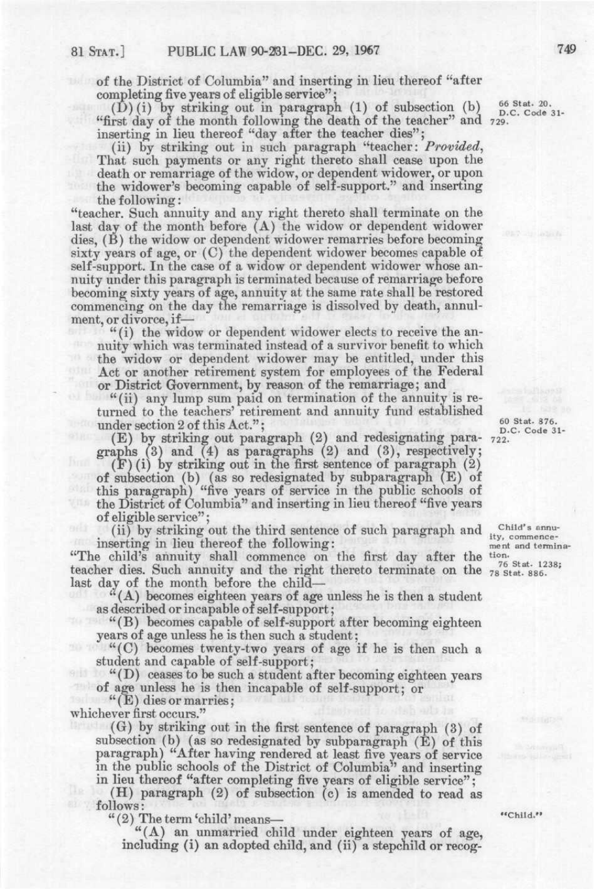of the District of Columbia" and inserting in lieu thereof "after completing five years of eligible service";

(D) (i) by striking out in paragraph (1) of subsection (b) "first day of the month following the death of the teacher" and inserting in lieu thereof "day after the teacher dies";

66 Stat. 20. D.C. Code 31-729.

(ii) by striking out in such paragraph "teacher: *Provided*, That such payments or any right thereto shall cease upon the death or remarriage of the widow, or dependent widower, or upon the widower's becoming capable of self-support." and inserting the following:

"teacher. Such annuity and any right thereto shall terminate on the last day of the month before (A) the widow or dependent widower dies, (B) the widow or dependent widower remarries before becoming sixty years of age, or (C) the dependent widower becomes capable of self-support. In the case of a widow or dependent widower whose annuity under this paragraph is terminated because of remarriage before becoming sixty years of age, annuity at the same rate shall be restored commencing on the day the remarriage is dissolved by death, annulment, or divorce, if—

"(i) the widow or dependent widower elects to receive the annuity which was terminated instead of a survivor benefit to which the widow or dependent widower may be entitled, under this Act or another retirement system for employees of the Federal or District Government, by reason of the remarriage; and

"(ii) any lump sum paid on termination of the annuity is returned to the teachers' retirement and annuity fund established under section 2 of this Act.";

60 Stat. 876. D.C. Code 31-722.

(E) by striking out paragraph (2) and redesignating paragraphs (3) and (4) as paragraphs (2) and (3), respectively;

(F) (i) by striking out in the first sentence of paragraph (2) of subsection (b) (as so redesignated by subparagraph (E) of this paragraph) "five years of service in the public schools of the District of Columbia" and inserting in lieu thereof "five years of eligible service";

(ii) by striking out the third sentence of such paragraph and inserting in lieu thereof the following:

Child's annuity, commencement and termination. 76 Stat. 1238; 78 Stat. 886.

"The child's annuity shall commence on the first day after the teacher dies. Such annuity and the right thereto terminate on the last day of the month before the child—

"(A) becomes eighteen years of age unless he is then a student as described or incapable of self-support;

"(B) becomes capable of self-support after becoming eighteen years of age unless he is then such a student;

"(C) becomes twenty-two years of age if he is then such a student and capable of self-support;

"(D) ceases to be such a student after becoming eighteen years of age unless he is then incapable of self-support; or

"(E) dies or marries;

whichever first occurs."

(G) by striking out in the first sentence of paragraph (3) of subsection (b) (as so redesignated by subparagraph (E) of this paragraph) "After having rendered at least five years of service in the public schools of the District of Columbia" and inserting in lieu thereof "after completing five years of eligible service";

(H) paragraph (2) of subsection (c) is amended to read as follows:

"Child."

"(2) The term 'child' means—

"(A) an unmarried child under eighteen years of age, including (i) an adopted child, and (ii) a stepchild or recog-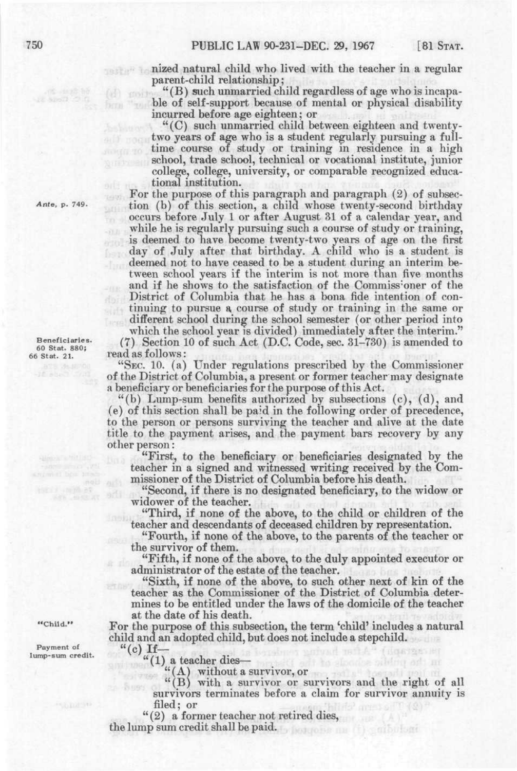nized natural child who lived with the teacher in a regular parent-child relationship;

"(B) such unmarried child regardless of age who is incapable of self-support because of mental or physical disability incurred before age eighteen; or

"(C) such unmarried child between eighteen and twenty-two years of age who is a student regularly pursuing a full-time course of study or training in residence in a high school, trade school, technical or vocational institute, junior college, college, university, or comparable recognized educational institution.

Ante, p. 749.

For the purpose of this paragraph and paragraph (2) of subsection (b) of this section, a child whose twenty-second birthday occurs before July 1 or after August 31 of a calendar year, and while he is regularly pursuing such a course of study or training, is deemed to have become twenty-two years of age on the first day of July after that birthday. A child who is a student is deemed not to have ceased to be a student during an interim between school years if the interim is not more than five months and if he shows to the satisfaction of the Commissioner of the District of Columbia that he has a bona fide intention of continuing to pursue a course of study or training in the same or different school during the school semester (or other period into which the school year is divided) immediately after the interim."

Beneficiaries. 60 Stat. 880; 66 Stat. 21.

(7) Section 10 of such Act (D.C. Code, sec. 31–730) is amended to read as follows:

"SEC. 10. (a) Under regulations prescribed by the Commissioner of the District of Columbia, a present or former teacher may designate a beneficiary or beneficiaries for the purpose of this Act.

"(b) Lump-sum benefits authorized by subsections (c), (d), and (e) of this section shall be paid in the following order of precedence, to the person or persons surviving the teacher and alive at the date title to the payment arises, and the payment bars recovery by any other person:

"First, to the beneficiary or beneficiaries designated by the teacher in a signed and witnessed writing received by the Commissioner of the District of Columbia before his death.

"Second, if there is no designated beneficiary, to the widow or widower of the teacher.

"Third, if none of the above, to the child or children of the teacher and descendants of deceased children by representation.

"Fourth, if none of the above, to the parents of the teacher or the survivor of them.

"Fifth, if none of the above, to the duly appointed executor or administrator of the estate of the teacher.

"Sixth, if none of the above, to such other next of kin of the teacher as the Commissioner of the District of Columbia determines to be entitled under the laws of the domicile of the teacher at the date of his death.

"Child."

For the purpose of this subsection, the term 'child' includes a natural child and an adopted child, but does not include a stepchild.

Payment of lump-sum credit.

"(c) If—

"(1) a teacher dies—

"(A) without a survivor, or

"(B) with a survivor or survivors and the right of all survivors terminates before a claim for survivor annuity is filed; or

"(2) a former teacher not retired dies,

the lump sum credit shall be paid.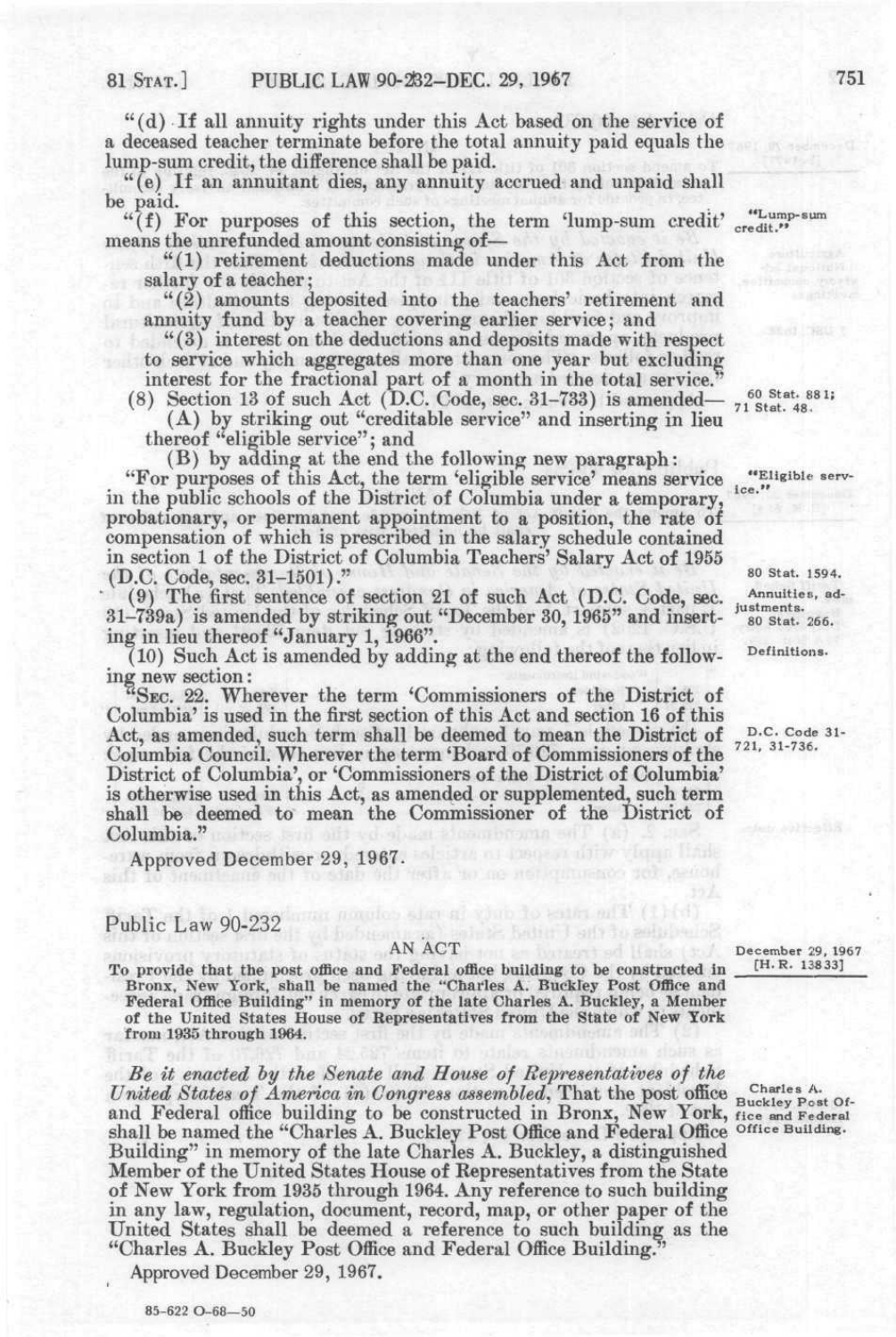"(d) If all annuity rights under this Act based on the service of a deceased teacher terminate before the total annuity paid equals the lump-sum credit, the difference shall be paid.

"(e) If an annuitant dies, any annuity accrued and unpaid shall be paid.

"(f) For purposes of this section, the term 'lump-sum credit' means the unrefunded amount consisting of—

"Lump-sum credit."

"(1) retirement deductions made under this Act from the salary of a teacher;

"(2) amounts deposited into the teachers' retirement and annuity fund by a teacher covering earlier service; and

"(3) interest on the deductions and deposits made with respect to service which aggregates more than one year but excluding interest for the fractional part of a month in the total service."

(8) Section 13 of such Act (D.C. Code, sec. 31–733) is amended—

60 Stat. 881; 71 Stat. 48.

(A) by striking out "creditable service" and inserting in lieu thereof "eligible service"; and

(B) by adding at the end the following new paragraph:

"For purposes of this Act, the term 'eligible service' means service in the public schools of the District of Columbia under a temporary, probationary, or permanent appointment to a position, the rate of compensation of which is prescribed in the salary schedule contained in section 1 of the District of Columbia Teachers' Salary Act of 1955 (D.C. Code, sec. 31–1501)."

"Eligible service."

80 Stat. 1594.

(9) The first sentence of section 21 of such Act (D.C. Code, sec. 31–739a) is amended by striking out "December 30, 1965" and inserting in lieu thereof "January 1, 1966".

Annuities, adjustments. 80 Stat. 266.

(10) Such Act is amended by adding at the end thereof the following new section:

Definitions.

"SEC. 22. Wherever the term 'Commissioners of the District of Columbia' is used in the first section of this Act and section 16 of this Act, as amended, such term shall be deemed to mean the District of Columbia Council. Wherever the term 'Board of Commissioners of the District of Columbia', or 'Commissioners of the District of Columbia' is otherwise used in this Act, as amended or supplemented, such term shall be deemed to mean the Commissioner of the District of Columbia."

D.C. Code 31-721, 31-736.

Approved December 29, 1967.

## Public Law 90-232

### AN ACT

December 29, 1967 [H. R. 13833]

To provide that the post office and Federal office building to be constructed in Bronx, New York, shall be named the "Charles A. Buckley Post Office and Federal Office Building" in memory of the late Charles A. Buckley, a Member of the United States House of Representatives from the State of New York from 1935 through 1964.

*Be it enacted by the Senate and House of Representatives of the United States of America in Congress assembled,* That the post office and Federal office building to be constructed in Bronx, New York, shall be named the "Charles A. Buckley Post Office and Federal Office Building" in memory of the late Charles A. Buckley, a distinguished Member of the United States House of Representatives from the State of New York from 1935 through 1964. Any reference to such building in any law, regulation, document, record, map, or other paper of the United States shall be deemed a reference to such building as the "Charles A. Buckley Post Office and Federal Office Building."

Charles A. Buckley Post Office and Federal Office Building.

Approved December 29, 1967.

85-622 O-68—50